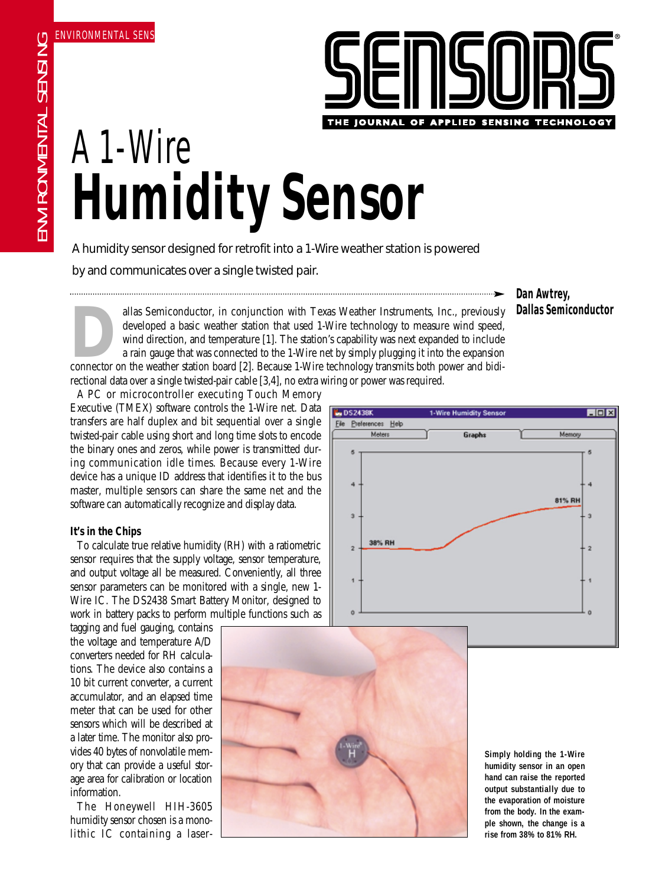# A 1-Wire Humidity Sensor

A humidity sensor designed for retrofit into a 1-Wire weather station is powered by and communicates over a single twisted pair.

**Dan Awtrey, Dallas Semiconductor**

Dallas Semiconductor, in conjunction with Texas Weather Instruments, Inc., previously developed a basic weather station that used 1-Wire technology to measure wind speed, wind direction, and temperature [1]. The station's capability was next expanded to include a rain gauge that was connected to the 1-Wire net by simply plugging it into the expansion connector on the weather station board [2]. Because 1-Wire technology transmits both power and bidirectional data over a single twisted-pair cable [3,4], no extra wiring or power was required.

A PC or microcontroller executing Touch Memory Executive (TMEX) software controls the 1-Wire net. Data transfers are half duplex and bit sequential over a single twisted-pair cable using short and long time slots to encode the binary ones and zeros, while power is transmitted during communication idle times. Because every 1-Wire device has a unique ID address that identifies it to the bus master, multiple sensors can share the same net and the software can automatically recognize and display data.

## It's in the Chips

To calculate true relative humidity (RH) with a ratiometric sensor requires that the supply voltage, sensor temperature, and output voltage all be measured. Conveniently, all three sensor parameters can be monitored with a single, new 1-Wire IC. The DS2438 Smart Battery Monitor, designed to work in battery packs to perform multiple functions such as tagging and fuel gauging, contains the voltage and temperature A/D converters needed for RH calculations. The device also contains a 10 bit current converter, a current accumulator, and an elapsed time meter that can be used for other sensors which will be described at a later time. The monitor also provides 40 bytes of nonvolatile memory that can provide a useful storage area for calibration or location information.

The Honeywell HIH-3605 humidity sensor chosen is a monolithic IC containing a laser-

**Simply holding the 1-Wire humidity sensor in an open hand can raise the reported output substantially due to the evaporation of moisture from the body. In the example shown, the change is a rise from 38% to 81% RH.**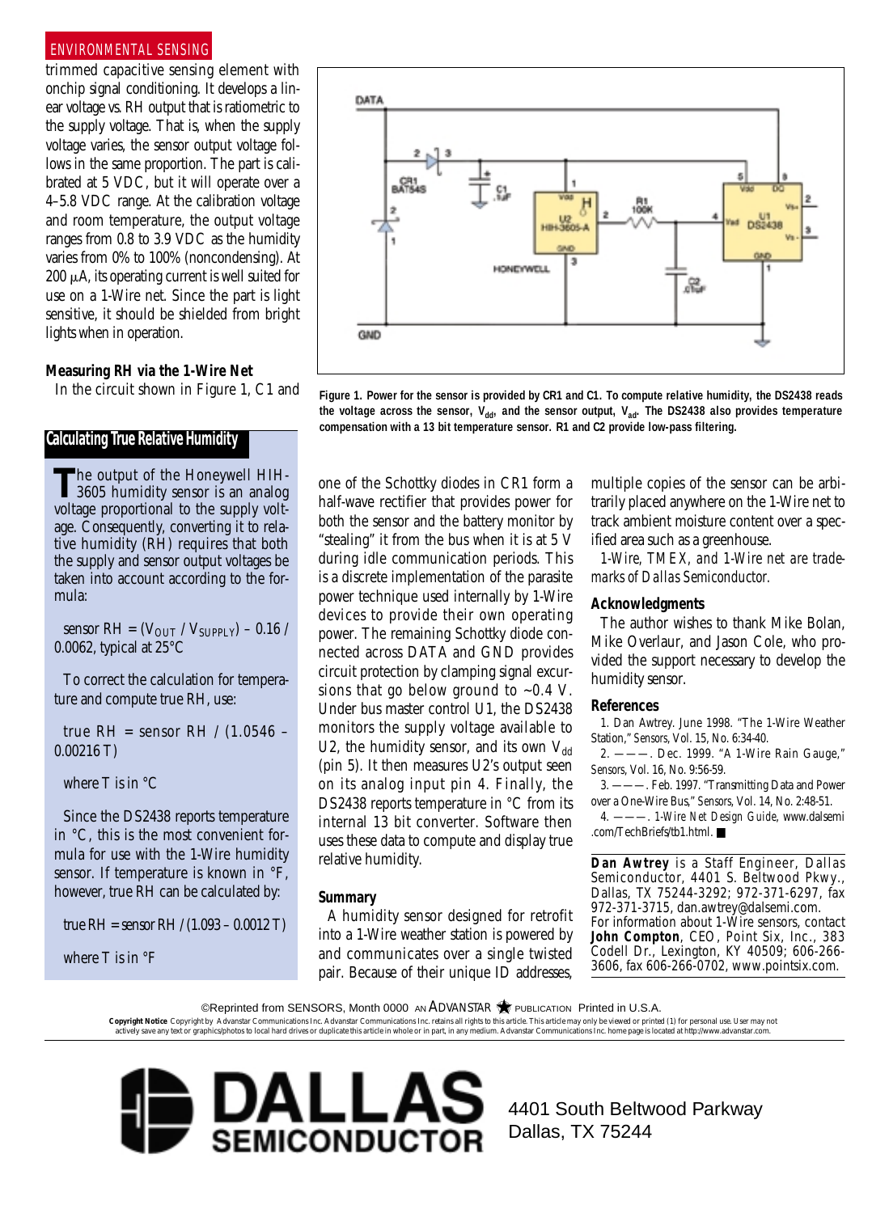trimmed capacitive sensing element with onchip signal conditioning. It develops a linear voltage vs. RH output that is ratiometric to the supply voltage. That is, when the supply voltage varies, the sensor output voltage follows in the same proportion. The part is calibrated at 5 VDC, but it will operate over a 4–5.8 VDC range. At the calibration voltage and room temperature, the output voltage ranges from 0.8 to 3.9 VDC as the humidity varies from 0% to 100% (noncondensing). At 200 µA, its operating current is well suited for use on a 1-Wire net. Since the part is light sensitive, it should be shielded from bright lights when in operation.

**Measuring RH via the 1-Wire Net**

In the circuit shown in Figure 1, C1 and one of the Schottky diodes in CR1 form a half-wave rectifier that provides power for both the sensor and the battery monitor by "stealing" it from the bus when it is at 5 V during idle communication periods. This is a discrete implementation of the parasite power technique used internally by 1-Wire devices to provide their own operating power. The remaining Schottky diode connected across DATA and GND provides circuit protection by clamping signal excursions that go below ground to ~0.4 V. Under bus master control U1, the DS2438 monitors the supply voltage available to U2, the humidity sensor, and its own $V_{dd}$ (pin 5). It then measures U2's output seen on its analog input pin 4. Finally, the DS2438 reports temperature in °C from its internal 13 bit converter. Software then uses these data to compute and display true relative humidity.

DATA
GND
CR1 BAT54S
C1 .1µF
U2 HIH-3605-A
HONEYWELL
R1 100K
C2 .01µF
U1 DS2438

Figure 1. Power for the sensor is provided by CR1 and C1. To compute relative humidity, the DS2438 reads the voltage across the sensor, $V_{dd}$, and the sensor output, $V_{ad}$. The DS2438 also provides temperature compensation with a 13 bit temperature sensor. R1 and C2 provide low-pass filtering.

## Calculating True Relative Humidity

The output of the Honeywell HIH-3605 humidity sensor is an analog voltage proportional to the supply voltage. Consequently, converting it to relative humidity (RH) requires that both the supply and sensor output voltages be taken into account according to the formula:

sensor RH = $(V_{OUT} / V_{SUPPLY}) - 0.16 / 0.0062$, typical at 25°C

To correct the calculation for temperature and compute true RH, use:

true RH = sensor RH / $(1.0546 - 0.00216\,T)$

where T is in °C

Since the DS2438 reports temperature in °C, this is the most convenient formula for use with the 1-Wire humidity sensor. If temperature is known in °F, however, true RH can be calculated by:

true RH = sensor RH / $(1.093 - 0.0012\,T)$

where T is in °F

**Summary**

A humidity sensor designed for retrofit into a 1-Wire weather station is powered by and communicates over a single twisted pair. Because of their unique ID addresses, multiple copies of the sensor can be arbitrarily placed anywhere on the 1-Wire net to track ambient moisture content over a specified area such as a greenhouse.

*1-Wire, TMEX, and 1-Wire net are trademarks of Dallas Semiconductor.*

**Acknowledgments**

The author wishes to thank Mike Bolan, Mike Overlaur, and Jason Cole, who provided the support necessary to develop the humidity sensor.

**References**

1. Dan Awtrey. June 1998. "The 1-Wire Weather Station," *Sensors*, Vol. 15, No. 6:34-40.
2. ———. Dec. 1999. "A 1-Wire Rain Gauge," *Sensors*, Vol. 16, No. 9:56-59.
3. ———. Feb. 1997. "Transmitting Data and Power over a One-Wire Bus," *Sensors*, Vol. 14, No. 2:48-51.
4. ———. *1-Wire Net Design Guide*, www.dalsemi.com/TechBriefs/tb1.html. ■

**Dan Awtrey** is a Staff Engineer, Dallas Semiconductor, 4401 S. Beltwood Pkwy., Dallas, TX 75244-3292; 972-371-6297, fax 972-371-3715, dan.awtrey@dalsemi.com. For information about 1-Wire sensors, contact **John Compton**, CEO, Point Six, Inc., 383 Codell Dr., Lexington, KY 40509; 606-266-3606, fax 606-266-0702, www.pointsix.com.

©Reprinted from SENSORS, Month 0000 AN ADVANSTAR PUBLICATION Printed in U.S.A.

**Copyright Notice** Copyright by Advanstar Communications Inc. Advanstar Communications Inc. retains all rights to this article. This article may only be viewed or printed (1) for personal use. User may not actively save any text or graphics/photos to local hard drives or duplicate this article in whole or in part, in any medium. Advanstar Communications Inc. home page is located at http://www.advanstar.com.

DALLAS SEMICONDUCTOR

4401 South Beltwood Parkway
Dallas, TX 75244